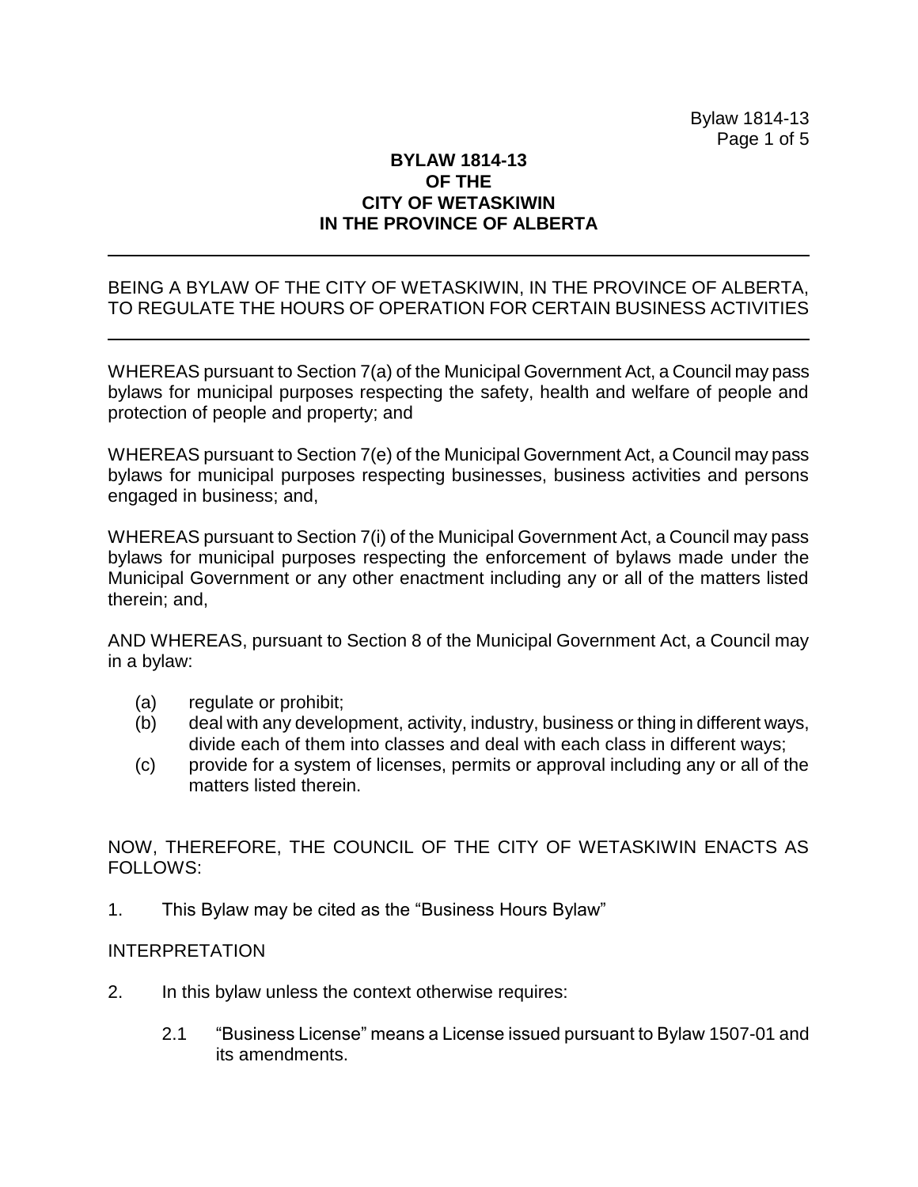# BYLAW 1814-13
# OF THE
# CITY OF WETASKIWIN
# IN THE PROVINCE OF ALBERTA

---

BEING A BYLAW OF THE CITY OF WETASKIWIN, IN THE PROVINCE OF ALBERTA, TO REGULATE THE HOURS OF OPERATION FOR CERTAIN BUSINESS ACTIVITIES

---

WHEREAS pursuant to Section 7(a) of the Municipal Government Act, a Council may pass bylaws for municipal purposes respecting the safety, health and welfare of people and protection of people and property; and

WHEREAS pursuant to Section 7(e) of the Municipal Government Act, a Council may pass bylaws for municipal purposes respecting businesses, business activities and persons engaged in business; and,

WHEREAS pursuant to Section 7(i) of the Municipal Government Act, a Council may pass bylaws for municipal purposes respecting the enforcement of bylaws made under the Municipal Government or any other enactment including any or all of the matters listed therein; and,

AND WHEREAS, pursuant to Section 8 of the Municipal Government Act, a Council may in a bylaw:

- (a) regulate or prohibit;
- (b) deal with any development, activity, industry, business or thing in different ways, divide each of them into classes and deal with each class in different ways;
- (c) provide for a system of licenses, permits or approval including any or all of the matters listed therein.

NOW, THEREFORE, THE COUNCIL OF THE CITY OF WETASKIWIN ENACTS AS FOLLOWS:

1. This Bylaw may be cited as the "Business Hours Bylaw"

INTERPRETATION

2. In this bylaw unless the context otherwise requires:

   2.1 "Business License" means a License issued pursuant to Bylaw 1507-01 and its amendments.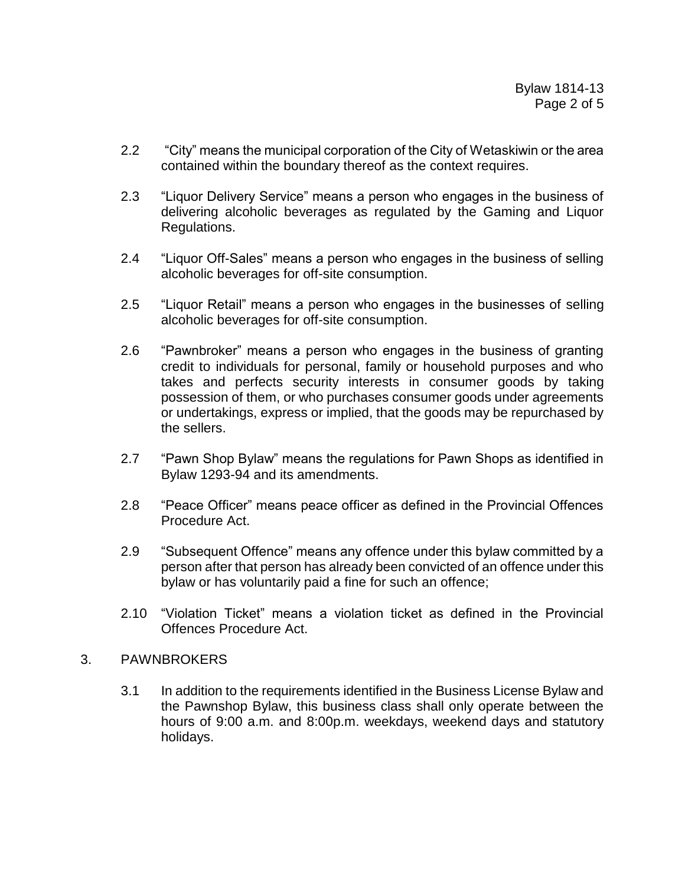2.2 "City" means the municipal corporation of the City of Wetaskiwin or the area contained within the boundary thereof as the context requires.

2.3 "Liquor Delivery Service" means a person who engages in the business of delivering alcoholic beverages as regulated by the Gaming and Liquor Regulations.

2.4 "Liquor Off-Sales" means a person who engages in the business of selling alcoholic beverages for off-site consumption.

2.5 "Liquor Retail" means a person who engages in the businesses of selling alcoholic beverages for off-site consumption.

2.6 "Pawnbroker" means a person who engages in the business of granting credit to individuals for personal, family or household purposes and who takes and perfects security interests in consumer goods by taking possession of them, or who purchases consumer goods under agreements or undertakings, express or implied, that the goods may be repurchased by the sellers.

2.7 "Pawn Shop Bylaw" means the regulations for Pawn Shops as identified in Bylaw 1293-94 and its amendments.

2.8 "Peace Officer" means peace officer as defined in the Provincial Offences Procedure Act.

2.9 "Subsequent Offence" means any offence under this bylaw committed by a person after that person has already been convicted of an offence under this bylaw or has voluntarily paid a fine for such an offence;

2.10 "Violation Ticket" means a violation ticket as defined in the Provincial Offences Procedure Act.

3. PAWNBROKERS

3.1 In addition to the requirements identified in the Business License Bylaw and the Pawnshop Bylaw, this business class shall only operate between the hours of 9:00 a.m. and 8:00p.m. weekdays, weekend days and statutory holidays.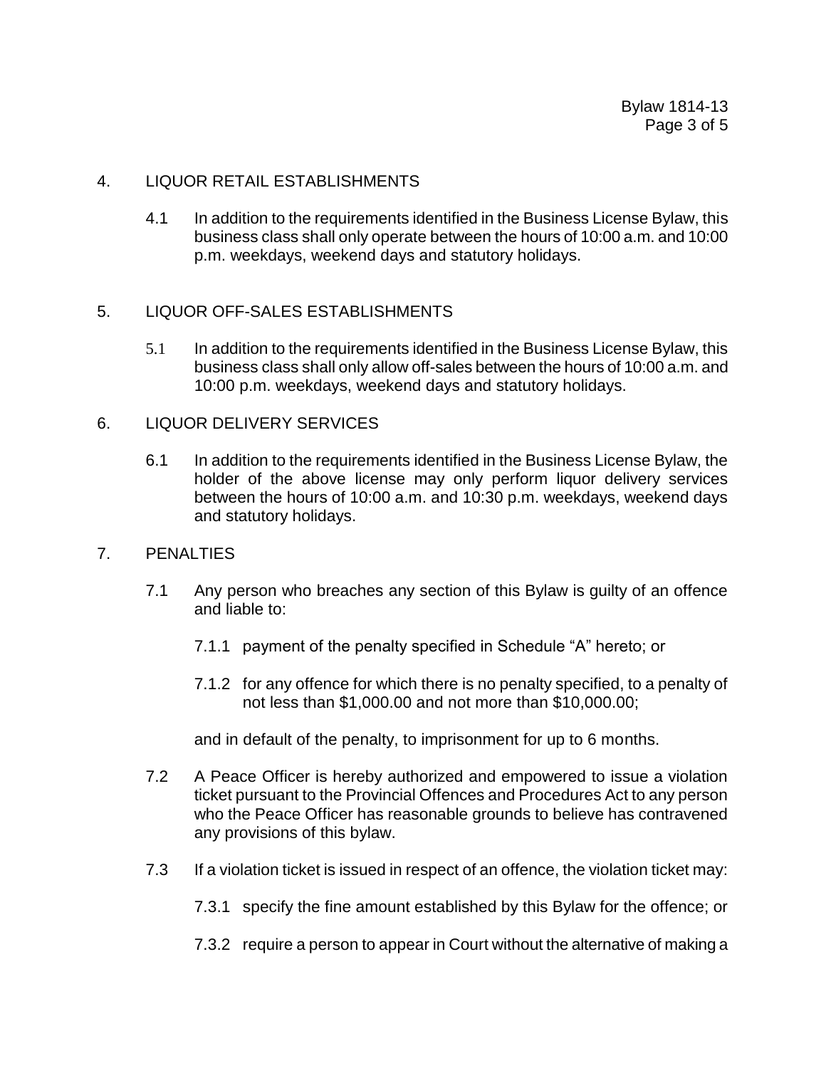## 4. LIQUOR RETAIL ESTABLISHMENTS

4.1 In addition to the requirements identified in the Business License Bylaw, this business class shall only operate between the hours of 10:00 a.m. and 10:00 p.m. weekdays, weekend days and statutory holidays.

## 5. LIQUOR OFF-SALES ESTABLISHMENTS

5.1 In addition to the requirements identified in the Business License Bylaw, this business class shall only allow off-sales between the hours of 10:00 a.m. and 10:00 p.m. weekdays, weekend days and statutory holidays.

## 6. LIQUOR DELIVERY SERVICES

6.1 In addition to the requirements identified in the Business License Bylaw, the holder of the above license may only perform liquor delivery services between the hours of 10:00 a.m. and 10:30 p.m. weekdays, weekend days and statutory holidays.

## 7. PENALTIES

7.1 Any person who breaches any section of this Bylaw is guilty of an offence and liable to:

7.1.1 payment of the penalty specified in Schedule "A" hereto; or

7.1.2 for any offence for which there is no penalty specified, to a penalty of not less than $1,000.00 and not more than $10,000.00;

and in default of the penalty, to imprisonment for up to 6 months.

7.2 A Peace Officer is hereby authorized and empowered to issue a violation ticket pursuant to the Provincial Offences and Procedures Act to any person who the Peace Officer has reasonable grounds to believe has contravened any provisions of this bylaw.

7.3 If a violation ticket is issued in respect of an offence, the violation ticket may:

7.3.1 specify the fine amount established by this Bylaw for the offence; or

7.3.2 require a person to appear in Court without the alternative of making a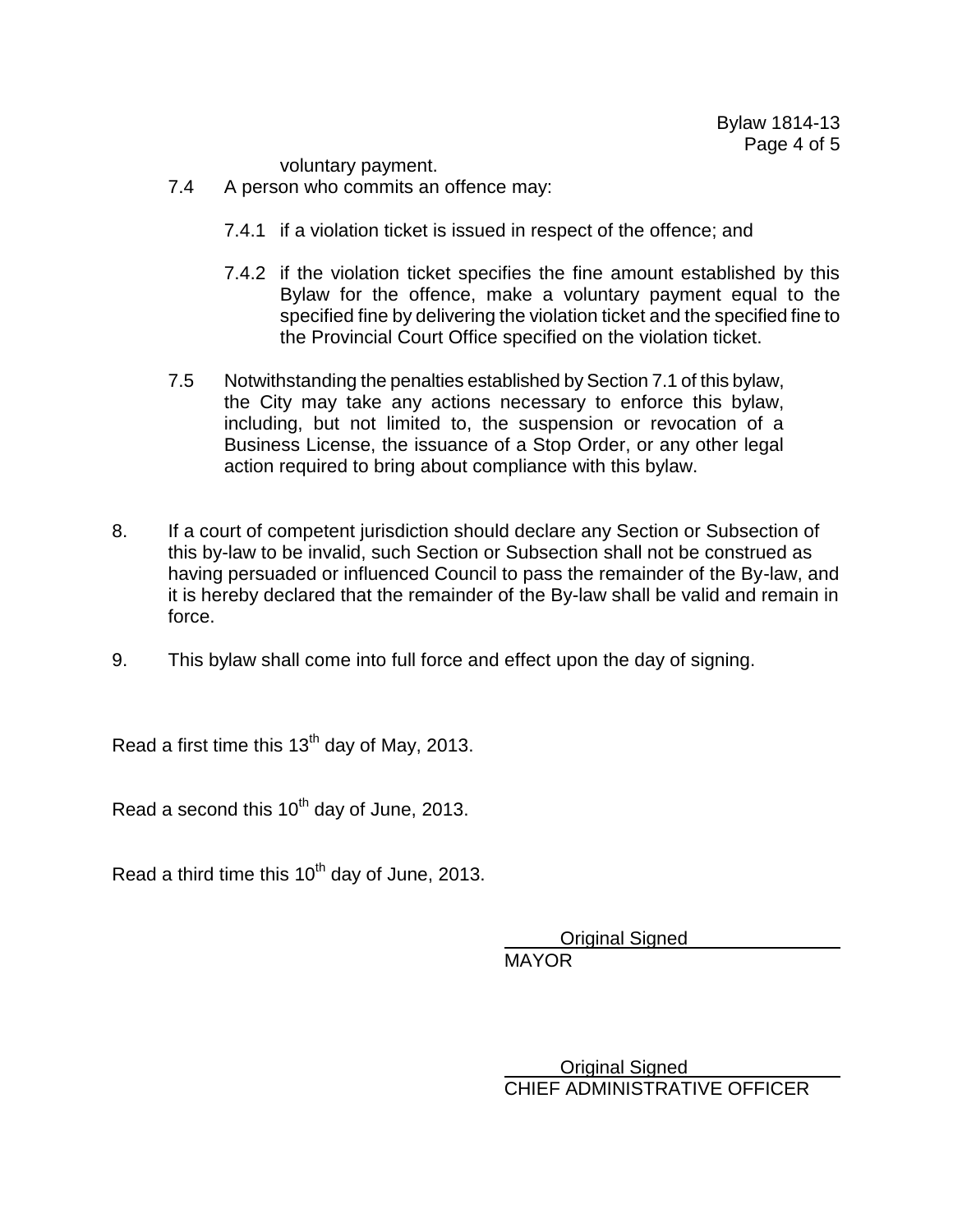voluntary payment.

7.4 A person who commits an offence may:

7.4.1 if a violation ticket is issued in respect of the offence; and

7.4.2 if the violation ticket specifies the fine amount established by this Bylaw for the offence, make a voluntary payment equal to the specified fine by delivering the violation ticket and the specified fine to the Provincial Court Office specified on the violation ticket.

7.5 Notwithstanding the penalties established by Section 7.1 of this bylaw, the City may take any actions necessary to enforce this bylaw, including, but not limited to, the suspension or revocation of a Business License, the issuance of a Stop Order, or any other legal action required to bring about compliance with this bylaw.

8. If a court of competent jurisdiction should declare any Section or Subsection of this by-law to be invalid, such Section or Subsection shall not be construed as having persuaded or influenced Council to pass the remainder of the By-law, and it is hereby declared that the remainder of the By-law shall be valid and remain in force.

9. This bylaw shall come into full force and effect upon the day of signing.

Read a first time this 13th day of May, 2013.

Read a second this 10th day of June, 2013.

Read a third time this 10th day of June, 2013.

Original Signed
MAYOR

Original Signed
CHIEF ADMINISTRATIVE OFFICER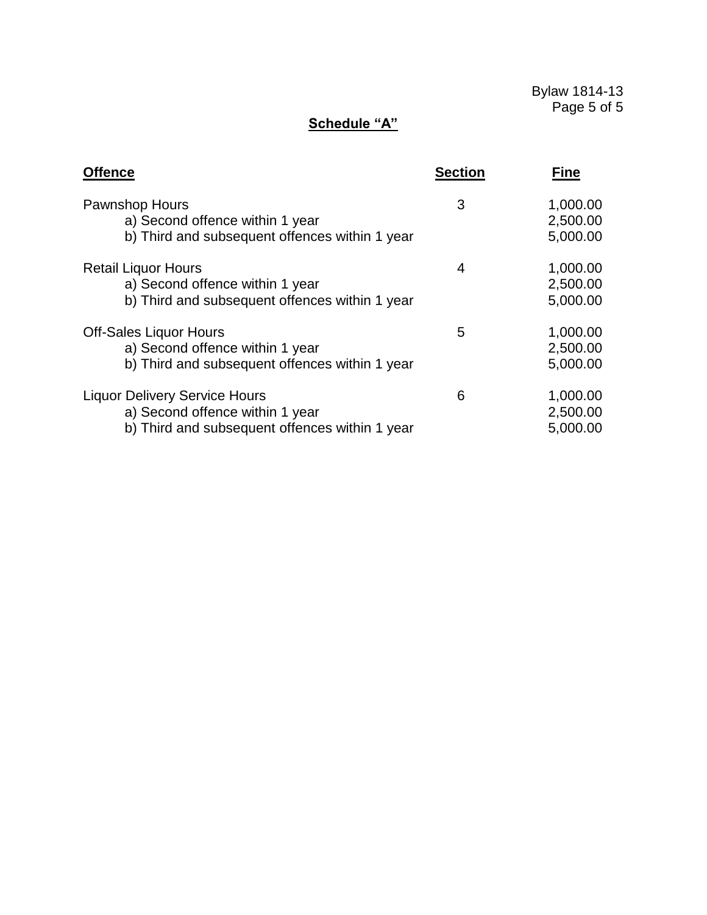## Schedule "A"

| Offence | Section | Fine |
| --- | --- | --- |
| Pawnshop Hours | 3 | 1,000.00 |
| a) Second offence within 1 year | | 2,500.00 |
| b) Third and subsequent offences within 1 year | | 5,000.00 |
| Retail Liquor Hours | 4 | 1,000.00 |
| a) Second offence within 1 year | | 2,500.00 |
| b) Third and subsequent offences within 1 year | | 5,000.00 |
| Off-Sales Liquor Hours | 5 | 1,000.00 |
| a) Second offence within 1 year | | 2,500.00 |
| b) Third and subsequent offences within 1 year | | 5,000.00 |
| Liquor Delivery Service Hours | 6 | 1,000.00 |
| a) Second offence within 1 year | | 2,500.00 |
| b) Third and subsequent offences within 1 year | | 5,000.00 |